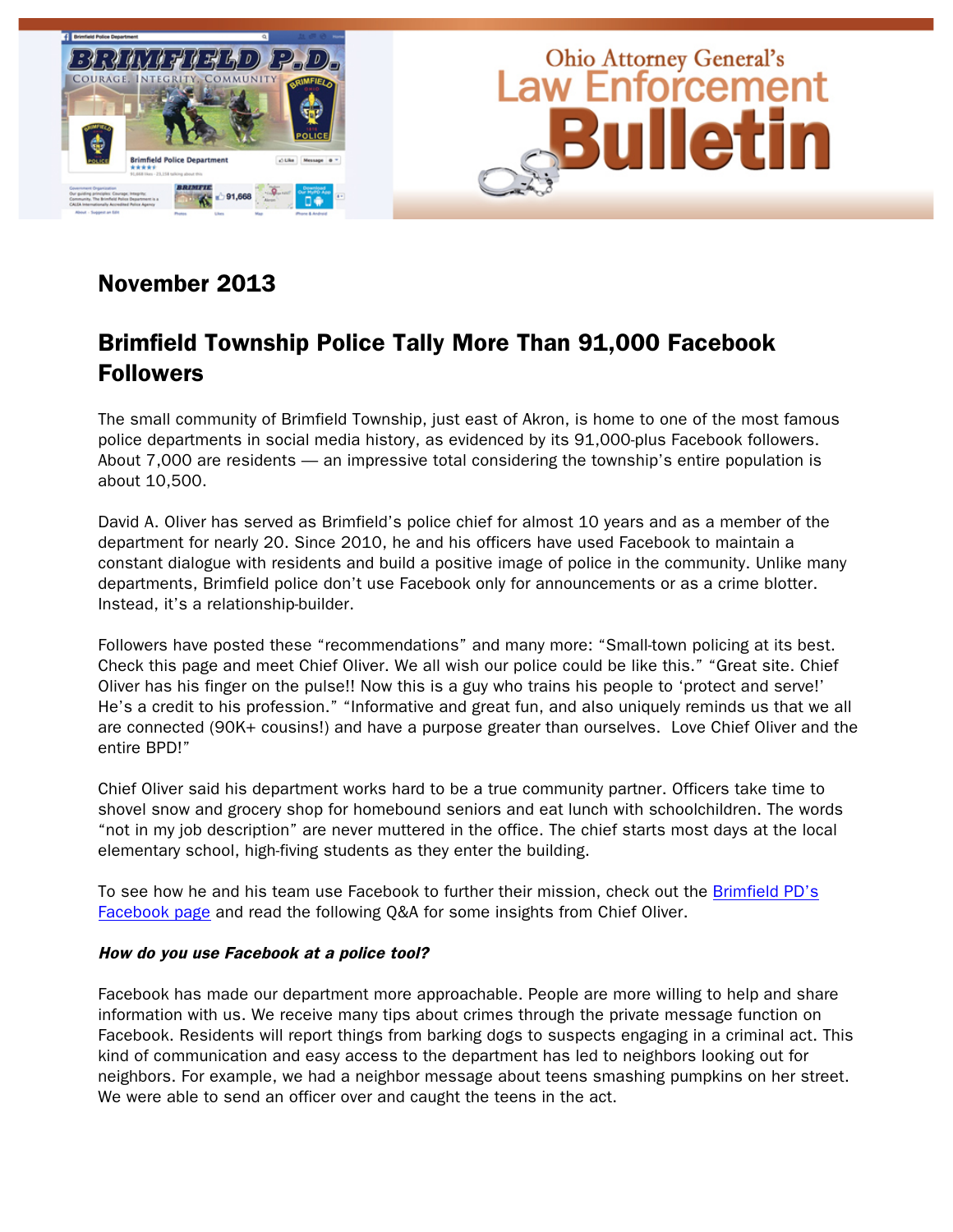# Ohio Attorney General's Law Enforcement Bulletin

## November 2013

## Brimfield Township Police Tally More Than 91,000 Facebook Followers

The small community of Brimfield Township, just east of Akron, is home to one of the most famous police departments in social media history, as evidenced by its 91,000-plus Facebook followers. About 7,000 are residents — an impressive total considering the township's entire population is about 10,500.

David A. Oliver has served as Brimfield's police chief for almost 10 years and as a member of the department for nearly 20. Since 2010, he and his officers have used Facebook to maintain a constant dialogue with residents and build a positive image of police in the community. Unlike many departments, Brimfield police don't use Facebook only for announcements or as a crime blotter. Instead, it's a relationship-builder.

Followers have posted these "recommendations" and many more: "Small-town policing at its best. Check this page and meet Chief Oliver. We all wish our police could be like this." "Great site. Chief Oliver has his finger on the pulse!! Now this is a guy who trains his people to 'protect and serve!' He's a credit to his profession." "Informative and great fun, and also uniquely reminds us that we all are connected (90K+ cousins!) and have a purpose greater than ourselves. Love Chief Oliver and the entire BPD!"

Chief Oliver said his department works hard to be a true community partner. Officers take time to shovel snow and grocery shop for homebound seniors and eat lunch with schoolchildren. The words "not in my job description" are never muttered in the office. The chief starts most days at the local elementary school, high-fiving students as they enter the building.

To see how he and his team use Facebook to further their mission, check out the Brimfield PD's Facebook page and read the following Q&A for some insights from Chief Oliver.

***How do you use Facebook at a police tool?***

Facebook has made our department more approachable. People are more willing to help and share information with us. We receive many tips about crimes through the private message function on Facebook. Residents will report things from barking dogs to suspects engaging in a criminal act. This kind of communication and easy access to the department has led to neighbors looking out for neighbors. For example, we had a neighbor message about teens smashing pumpkins on her street. We were able to send an officer over and caught the teens in the act.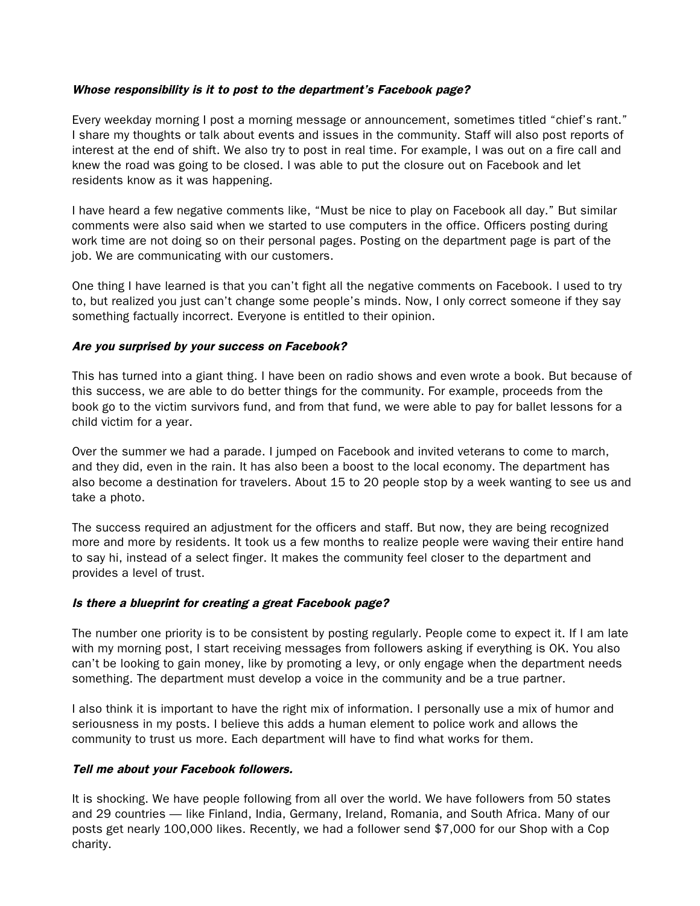***Whose responsibility is it to post to the department's Facebook page?***

Every weekday morning I post a morning message or announcement, sometimes titled "chief's rant." I share my thoughts or talk about events and issues in the community. Staff will also post reports of interest at the end of shift. We also try to post in real time. For example, I was out on a fire call and knew the road was going to be closed. I was able to put the closure out on Facebook and let residents know as it was happening.

I have heard a few negative comments like, "Must be nice to play on Facebook all day." But similar comments were also said when we started to use computers in the office. Officers posting during work time are not doing so on their personal pages. Posting on the department page is part of the job. We are communicating with our customers.

One thing I have learned is that you can't fight all the negative comments on Facebook. I used to try to, but realized you just can't change some people's minds. Now, I only correct someone if they say something factually incorrect. Everyone is entitled to their opinion.

***Are you surprised by your success on Facebook?***

This has turned into a giant thing. I have been on radio shows and even wrote a book. But because of this success, we are able to do better things for the community. For example, proceeds from the book go to the victim survivors fund, and from that fund, we were able to pay for ballet lessons for a child victim for a year.

Over the summer we had a parade. I jumped on Facebook and invited veterans to come to march, and they did, even in the rain. It has also been a boost to the local economy. The department has also become a destination for travelers. About 15 to 20 people stop by a week wanting to see us and take a photo.

The success required an adjustment for the officers and staff. But now, they are being recognized more and more by residents. It took us a few months to realize people were waving their entire hand to say hi, instead of a select finger. It makes the community feel closer to the department and provides a level of trust.

***Is there a blueprint for creating a great Facebook page?***

The number one priority is to be consistent by posting regularly. People come to expect it. If I am late with my morning post, I start receiving messages from followers asking if everything is OK. You also can't be looking to gain money, like by promoting a levy, or only engage when the department needs something. The department must develop a voice in the community and be a true partner.

I also think it is important to have the right mix of information. I personally use a mix of humor and seriousness in my posts. I believe this adds a human element to police work and allows the community to trust us more. Each department will have to find what works for them.

***Tell me about your Facebook followers.***

It is shocking. We have people following from all over the world. We have followers from 50 states and 29 countries — like Finland, India, Germany, Ireland, Romania, and South Africa. Many of our posts get nearly 100,000 likes. Recently, we had a follower send $7,000 for our Shop with a Cop charity.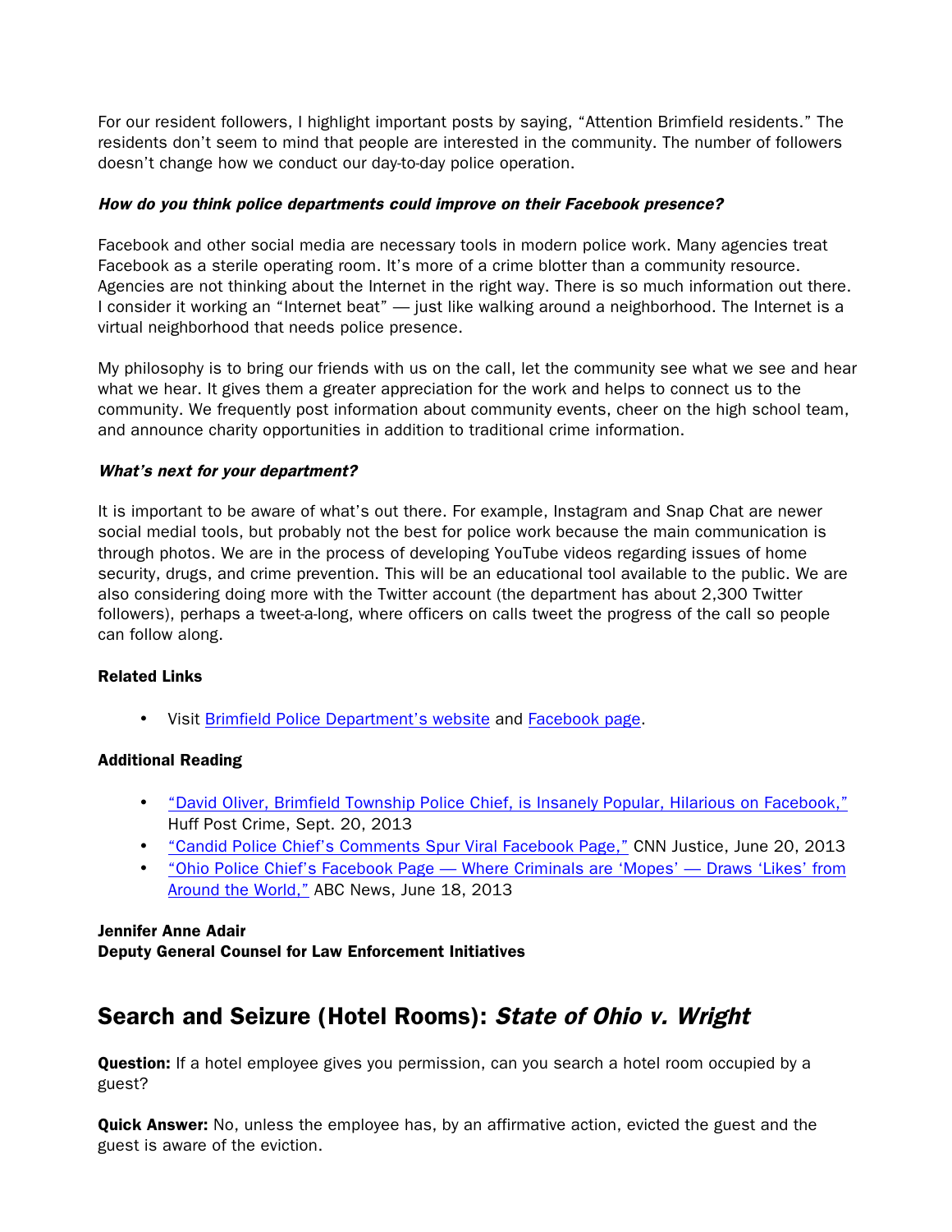For our resident followers, I highlight important posts by saying, "Attention Brimfield residents." The residents don't seem to mind that people are interested in the community. The number of followers doesn't change how we conduct our day-to-day police operation.

***How do you think police departments could improve on their Facebook presence?***

Facebook and other social media are necessary tools in modern police work. Many agencies treat Facebook as a sterile operating room. It's more of a crime blotter than a community resource. Agencies are not thinking about the Internet in the right way. There is so much information out there. I consider it working an "Internet beat" — just like walking around a neighborhood. The Internet is a virtual neighborhood that needs police presence.

My philosophy is to bring our friends with us on the call, let the community see what we see and hear what we hear. It gives them a greater appreciation for the work and helps to connect us to the community. We frequently post information about community events, cheer on the high school team, and announce charity opportunities in addition to traditional crime information.

***What's next for your department?***

It is important to be aware of what's out there. For example, Instagram and Snap Chat are newer social medial tools, but probably not the best for police work because the main communication is through photos. We are in the process of developing YouTube videos regarding issues of home security, drugs, and crime prevention. This will be an educational tool available to the public. We are also considering doing more with the Twitter account (the department has about 2,300 Twitter followers), perhaps a tweet-a-long, where officers on calls tweet the progress of the call so people can follow along.

**Related Links**

- Visit Brimfield Police Department's website and Facebook page.

**Additional Reading**

- "David Oliver, Brimfield Township Police Chief, is Insanely Popular, Hilarious on Facebook," Huff Post Crime, Sept. 20, 2013
- "Candid Police Chief's Comments Spur Viral Facebook Page," CNN Justice, June 20, 2013
- "Ohio Police Chief's Facebook Page — Where Criminals are 'Mopes' — Draws 'Likes' from Around the World," ABC News, June 18, 2013

**Jennifer Anne Adair**
**Deputy General Counsel for Law Enforcement Initiatives**

## Search and Seizure (Hotel Rooms): *State of Ohio v. Wright*

**Question:** If a hotel employee gives you permission, can you search a hotel room occupied by a guest?

**Quick Answer:** No, unless the employee has, by an affirmative action, evicted the guest and the guest is aware of the eviction.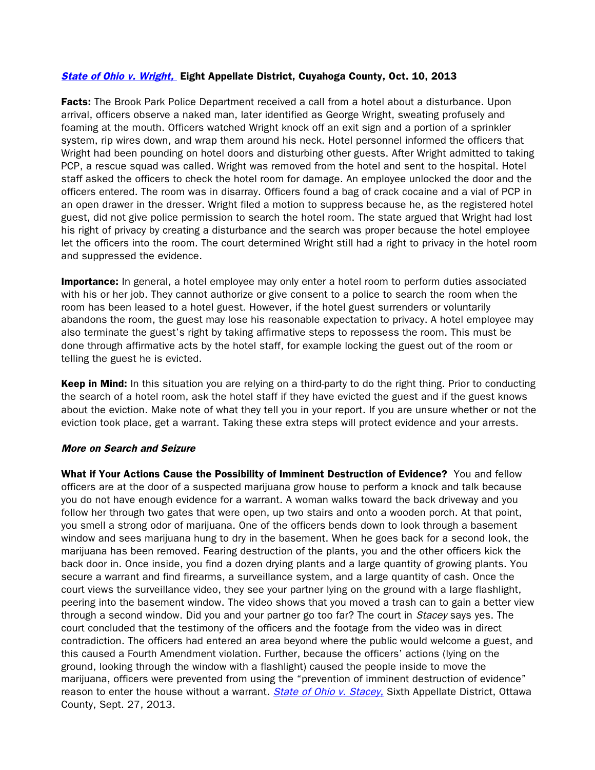**[State of Ohio v. Wright,](#) Eight Appellate District, Cuyahoga County, Oct. 10, 2013**

**Facts:** The Brook Park Police Department received a call from a hotel about a disturbance. Upon arrival, officers observe a naked man, later identified as George Wright, sweating profusely and foaming at the mouth. Officers watched Wright knock off an exit sign and a portion of a sprinkler system, rip wires down, and wrap them around his neck. Hotel personnel informed the officers that Wright had been pounding on hotel doors and disturbing other guests. After Wright admitted to taking PCP, a rescue squad was called. Wright was removed from the hotel and sent to the hospital. Hotel staff asked the officers to check the hotel room for damage. An employee unlocked the door and the officers entered. The room was in disarray. Officers found a bag of crack cocaine and a vial of PCP in an open drawer in the dresser. Wright filed a motion to suppress because he, as the registered hotel guest, did not give police permission to search the hotel room. The state argued that Wright had lost his right of privacy by creating a disturbance and the search was proper because the hotel employee let the officers into the room. The court determined Wright still had a right to privacy in the hotel room and suppressed the evidence.

**Importance:** In general, a hotel employee may only enter a hotel room to perform duties associated with his or her job. They cannot authorize or give consent to a police to search the room when the room has been leased to a hotel guest. However, if the hotel guest surrenders or voluntarily abandons the room, the guest may lose his reasonable expectation to privacy. A hotel employee may also terminate the guest's right by taking affirmative steps to repossess the room. This must be done through affirmative acts by the hotel staff, for example locking the guest out of the room or telling the guest he is evicted.

**Keep in Mind:** In this situation you are relying on a third-party to do the right thing. Prior to conducting the search of a hotel room, ask the hotel staff if they have evicted the guest and if the guest knows about the eviction. Make note of what they tell you in your report. If you are unsure whether or not the eviction took place, get a warrant. Taking these extra steps will protect evidence and your arrests.

***More on Search and Seizure***

**What if Your Actions Cause the Possibility of Imminent Destruction of Evidence?** You and fellow officers are at the door of a suspected marijuana grow house to perform a knock and talk because you do not have enough evidence for a warrant. A woman walks toward the back driveway and you follow her through two gates that were open, up two stairs and onto a wooden porch. At that point, you smell a strong odor of marijuana. One of the officers bends down to look through a basement window and sees marijuana hung to dry in the basement. When he goes back for a second look, the marijuana has been removed. Fearing destruction of the plants, you and the other officers kick the back door in. Once inside, you find a dozen drying plants and a large quantity of growing plants. You secure a warrant and find firearms, a surveillance system, and a large quantity of cash. Once the court views the surveillance video, they see your partner lying on the ground with a large flashlight, peering into the basement window. The video shows that you moved a trash can to gain a better view through a second window. Did you and your partner go too far? The court in *Stacey* says yes. The court concluded that the testimony of the officers and the footage from the video was in direct contradiction. The officers had entered an area beyond where the public would welcome a guest, and this caused a Fourth Amendment violation. Further, because the officers' actions (lying on the ground, looking through the window with a flashlight) caused the people inside to move the marijuana, officers were prevented from using the "prevention of imminent destruction of evidence" reason to enter the house without a warrant. [*State of Ohio v. Stacey*,](#) Sixth Appellate District, Ottawa County, Sept. 27, 2013.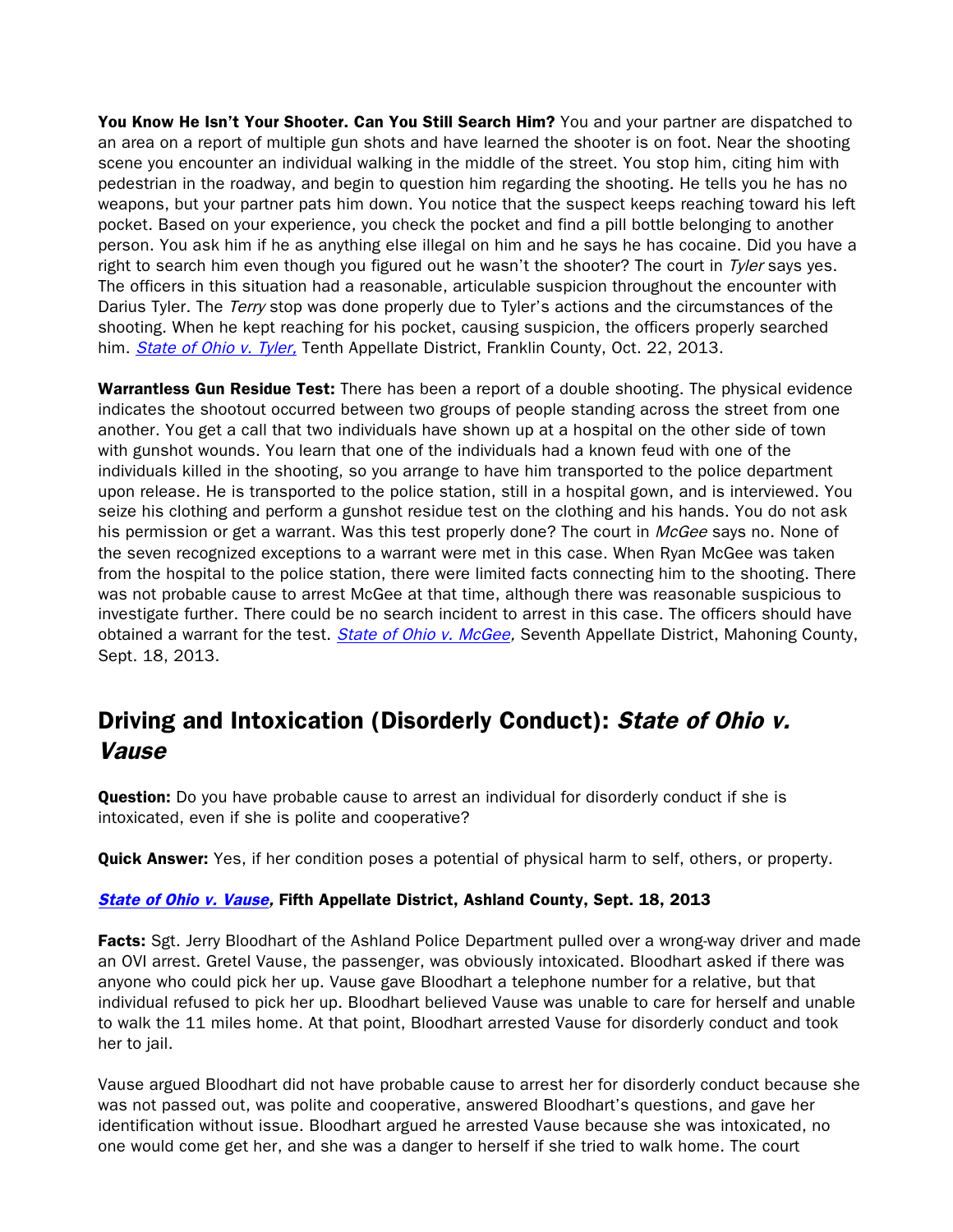**You Know He Isn't Your Shooter. Can You Still Search Him?** You and your partner are dispatched to an area on a report of multiple gun shots and have learned the shooter is on foot. Near the shooting scene you encounter an individual walking in the middle of the street. You stop him, citing him with pedestrian in the roadway, and begin to question him regarding the shooting. He tells you he has no weapons, but your partner pats him down. You notice that the suspect keeps reaching toward his left pocket. Based on your experience, you check the pocket and find a pill bottle belonging to another person. You ask him if he as anything else illegal on him and he says he has cocaine. Did you have a right to search him even though you figured out he wasn't the shooter? The court in *Tyler* says yes. The officers in this situation had a reasonable, articulable suspicion throughout the encounter with Darius Tyler. The *Terry* stop was done properly due to Tyler's actions and the circumstances of the shooting. When he kept reaching for his pocket, causing suspicion, the officers properly searched him. *State of Ohio v. Tyler,* Tenth Appellate District, Franklin County, Oct. 22, 2013.

**Warrantless Gun Residue Test:** There has been a report of a double shooting. The physical evidence indicates the shootout occurred between two groups of people standing across the street from one another. You get a call that two individuals have shown up at a hospital on the other side of town with gunshot wounds. You learn that one of the individuals had a known feud with one of the individuals killed in the shooting, so you arrange to have him transported to the police department upon release. He is transported to the police station, still in a hospital gown, and is interviewed. You seize his clothing and perform a gunshot residue test on the clothing and his hands. You do not ask his permission or get a warrant. Was this test properly done? The court in *McGee* says no. None of the seven recognized exceptions to a warrant were met in this case. When Ryan McGee was taken from the hospital to the police station, there were limited facts connecting him to the shooting. There was not probable cause to arrest McGee at that time, although there was reasonable suspicious to investigate further. There could be no search incident to arrest in this case. The officers should have obtained a warrant for the test. *State of Ohio v. McGee,* Seventh Appellate District, Mahoning County, Sept. 18, 2013.

## Driving and Intoxication (Disorderly Conduct): *State of Ohio v. Vause*

**Question:** Do you have probable cause to arrest an individual for disorderly conduct if she is intoxicated, even if she is polite and cooperative?

**Quick Answer:** Yes, if her condition poses a potential of physical harm to self, others, or property.

***State of Ohio v. Vause*, Fifth Appellate District, Ashland County, Sept. 18, 2013**

**Facts:** Sgt. Jerry Bloodhart of the Ashland Police Department pulled over a wrong-way driver and made an OVI arrest. Gretel Vause, the passenger, was obviously intoxicated. Bloodhart asked if there was anyone who could pick her up. Vause gave Bloodhart a telephone number for a relative, but that individual refused to pick her up. Bloodhart believed Vause was unable to care for herself and unable to walk the 11 miles home. At that point, Bloodhart arrested Vause for disorderly conduct and took her to jail.

Vause argued Bloodhart did not have probable cause to arrest her for disorderly conduct because she was not passed out, was polite and cooperative, answered Bloodhart's questions, and gave her identification without issue. Bloodhart argued he arrested Vause because she was intoxicated, no one would come get her, and she was a danger to herself if she tried to walk home. The court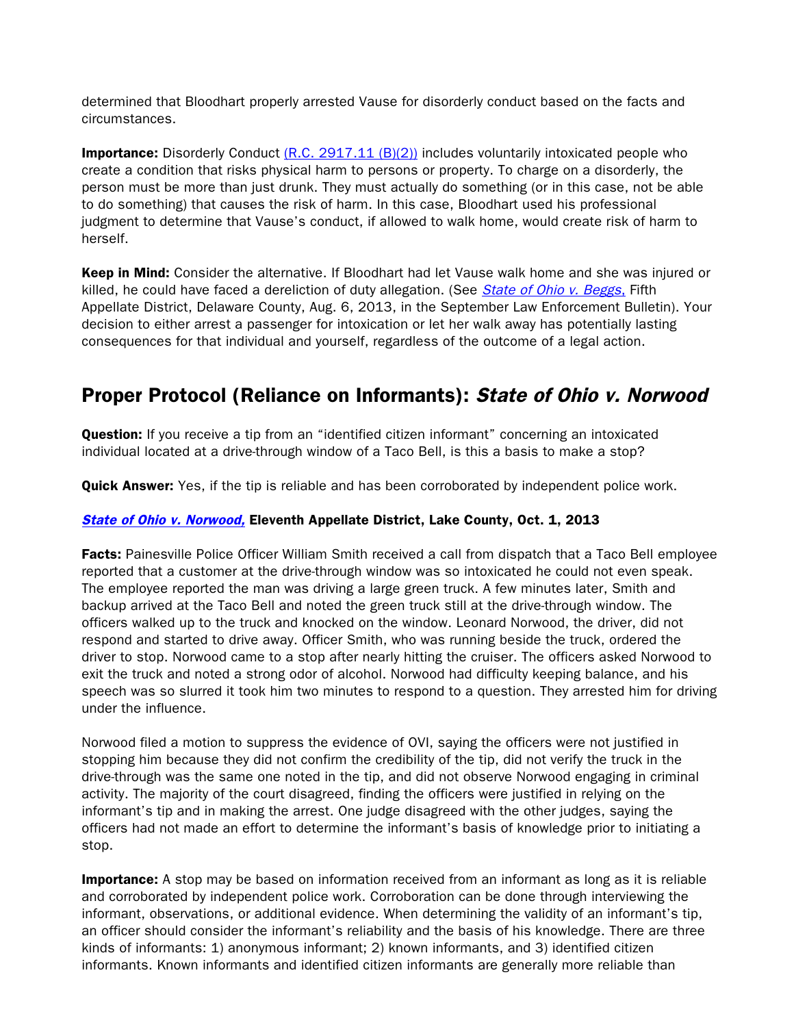determined that Bloodhart properly arrested Vause for disorderly conduct based on the facts and circumstances.

**Importance:** Disorderly Conduct [(R.C. 2917.11 (B)(2))]() includes voluntarily intoxicated people who create a condition that risks physical harm to persons or property. To charge on a disorderly, the person must be more than just drunk. They must actually do something (or in this case, not be able to do something) that causes the risk of harm. In this case, Bloodhart used his professional judgment to determine that Vause's conduct, if allowed to walk home, would create risk of harm to herself.

**Keep in Mind:** Consider the alternative. If Bloodhart had let Vause walk home and she was injured or killed, he could have faced a dereliction of duty allegation. (See [*State of Ohio v. Beggs*,]() Fifth Appellate District, Delaware County, Aug. 6, 2013, in the September Law Enforcement Bulletin). Your decision to either arrest a passenger for intoxication or let her walk away has potentially lasting consequences for that individual and yourself, regardless of the outcome of a legal action.

## Proper Protocol (Reliance on Informants): *State of Ohio v. Norwood*

**Question:** If you receive a tip from an "identified citizen informant" concerning an intoxicated individual located at a drive-through window of a Taco Bell, is this a basis to make a stop?

**Quick Answer:** Yes, if the tip is reliable and has been corroborated by independent police work.

**[*State of Ohio v. Norwood*,]() Eleventh Appellate District, Lake County, Oct. 1, 2013**

**Facts:** Painesville Police Officer William Smith received a call from dispatch that a Taco Bell employee reported that a customer at the drive-through window was so intoxicated he could not even speak. The employee reported the man was driving a large green truck. A few minutes later, Smith and backup arrived at the Taco Bell and noted the green truck still at the drive-through window. The officers walked up to the truck and knocked on the window. Leonard Norwood, the driver, did not respond and started to drive away. Officer Smith, who was running beside the truck, ordered the driver to stop. Norwood came to a stop after nearly hitting the cruiser. The officers asked Norwood to exit the truck and noted a strong odor of alcohol. Norwood had difficulty keeping balance, and his speech was so slurred it took him two minutes to respond to a question. They arrested him for driving under the influence.

Norwood filed a motion to suppress the evidence of OVI, saying the officers were not justified in stopping him because they did not confirm the credibility of the tip, did not verify the truck in the drive-through was the same one noted in the tip, and did not observe Norwood engaging in criminal activity. The majority of the court disagreed, finding the officers were justified in relying on the informant's tip and in making the arrest. One judge disagreed with the other judges, saying the officers had not made an effort to determine the informant's basis of knowledge prior to initiating a stop.

**Importance:** A stop may be based on information received from an informant as long as it is reliable and corroborated by independent police work. Corroboration can be done through interviewing the informant, observations, or additional evidence. When determining the validity of an informant's tip, an officer should consider the informant's reliability and the basis of his knowledge. There are three kinds of informants: 1) anonymous informant; 2) known informants, and 3) identified citizen informants. Known informants and identified citizen informants are generally more reliable than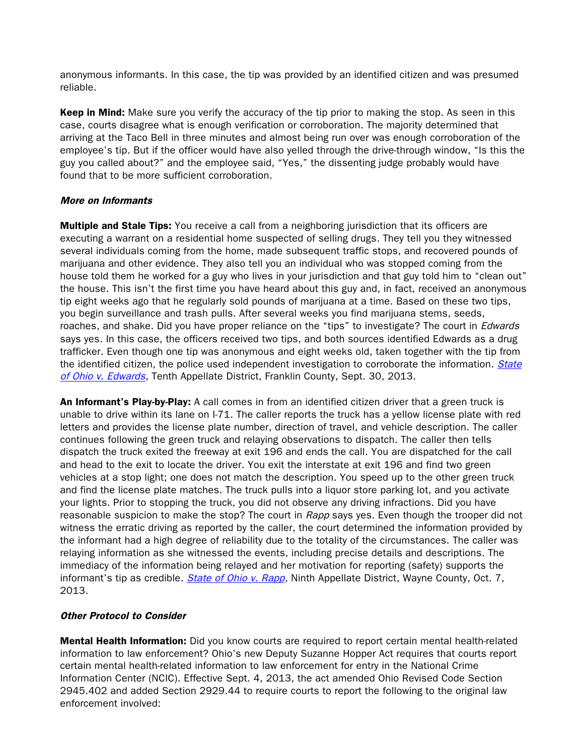anonymous informants. In this case, the tip was provided by an identified citizen and was presumed reliable.

**Keep in Mind:** Make sure you verify the accuracy of the tip prior to making the stop. As seen in this case, courts disagree what is enough verification or corroboration. The majority determined that arriving at the Taco Bell in three minutes and almost being run over was enough corroboration of the employee's tip. But if the officer would have also yelled through the drive-through window, "Is this the guy you called about?" and the employee said, "Yes," the dissenting judge probably would have found that to be more sufficient corroboration.

***More on Informants***

**Multiple and Stale Tips:** You receive a call from a neighboring jurisdiction that its officers are executing a warrant on a residential home suspected of selling drugs. They tell you they witnessed several individuals coming from the home, made subsequent traffic stops, and recovered pounds of marijuana and other evidence. They also tell you an individual who was stopped coming from the house told them he worked for a guy who lives in your jurisdiction and that guy told him to "clean out" the house. This isn't the first time you have heard about this guy and, in fact, received an anonymous tip eight weeks ago that he regularly sold pounds of marijuana at a time. Based on these two tips, you begin surveillance and trash pulls. After several weeks you find marijuana stems, seeds, roaches, and shake. Did you have proper reliance on the "tips" to investigate? The court in *Edwards* says yes. In this case, the officers received two tips, and both sources identified Edwards as a drug trafficker. Even though one tip was anonymous and eight weeks old, taken together with the tip from the identified citizen, the police used independent investigation to corroborate the information. *State of Ohio v. Edwards*, Tenth Appellate District, Franklin County, Sept. 30, 2013.

**An Informant's Play-by-Play:** A call comes in from an identified citizen driver that a green truck is unable to drive within its lane on I-71. The caller reports the truck has a yellow license plate with red letters and provides the license plate number, direction of travel, and vehicle description. The caller continues following the green truck and relaying observations to dispatch. The caller then tells dispatch the truck exited the freeway at exit 196 and ends the call. You are dispatched for the call and head to the exit to locate the driver. You exit the interstate at exit 196 and find two green vehicles at a stop light; one does not match the description. You speed up to the other green truck and find the license plate matches. The truck pulls into a liquor store parking lot, and you activate your lights. Prior to stopping the truck, you did not observe any driving infractions. Did you have reasonable suspicion to make the stop? The court in *Rapp* says yes. Even though the trooper did not witness the erratic driving as reported by the caller, the court determined the information provided by the informant had a high degree of reliability due to the totality of the circumstances. The caller was relaying information as she witnessed the events, including precise details and descriptions. The immediacy of the information being relayed and her motivation for reporting (safety) supports the informant's tip as credible. *State of Ohio v. Rapp*, Ninth Appellate District, Wayne County, Oct. 7, 2013.

***Other Protocol to Consider***

**Mental Health Information:** Did you know courts are required to report certain mental health-related information to law enforcement? Ohio's new Deputy Suzanne Hopper Act requires that courts report certain mental health-related information to law enforcement for entry in the National Crime Information Center (NCIC). Effective Sept. 4, 2013, the act amended Ohio Revised Code Section 2945.402 and added Section 2929.44 to require courts to report the following to the original law enforcement involved: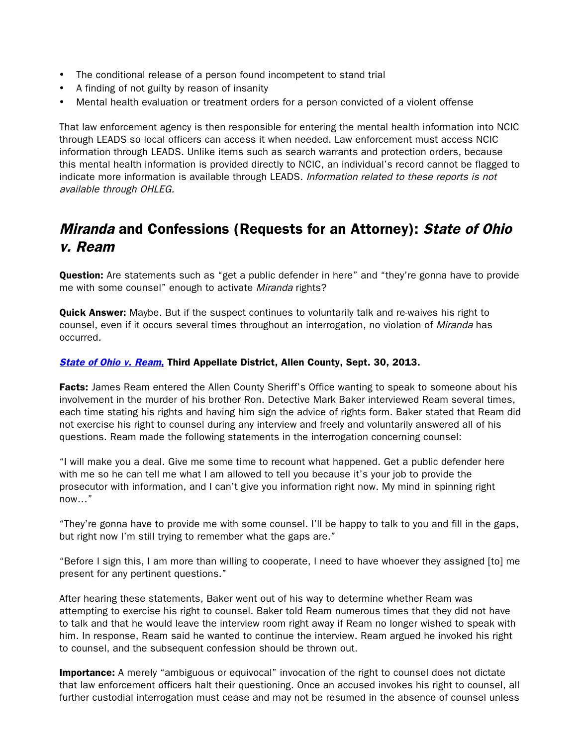- The conditional release of a person found incompetent to stand trial
- A finding of not guilty by reason of insanity
- Mental health evaluation or treatment orders for a person convicted of a violent offense

That law enforcement agency is then responsible for entering the mental health information into NCIC through LEADS so local officers can access it when needed. Law enforcement must access NCIC information through LEADS. Unlike items such as search warrants and protection orders, because this mental health information is provided directly to NCIC, an individual's record cannot be flagged to indicate more information is available through LEADS. *Information related to these reports is not available through OHLEG.*

## *Miranda* and Confessions (Requests for an Attorney): *State of Ohio v. Ream*

**Question:** Are statements such as "get a public defender in here" and "they're gonna have to provide me with some counsel" enough to activate *Miranda* rights?

**Quick Answer:** Maybe. But if the suspect continues to voluntarily talk and re-waives his right to counsel, even if it occurs several times throughout an interrogation, no violation of *Miranda* has occurred.

***State of Ohio v. Ream,*** **Third Appellate District, Allen County, Sept. 30, 2013.**

**Facts:** James Ream entered the Allen County Sheriff's Office wanting to speak to someone about his involvement in the murder of his brother Ron. Detective Mark Baker interviewed Ream several times, each time stating his rights and having him sign the advice of rights form. Baker stated that Ream did not exercise his right to counsel during any interview and freely and voluntarily answered all of his questions. Ream made the following statements in the interrogation concerning counsel:

"I will make you a deal. Give me some time to recount what happened. Get a public defender here with me so he can tell me what I am allowed to tell you because it's your job to provide the prosecutor with information, and I can't give you information right now. My mind in spinning right now…"

"They're gonna have to provide me with some counsel. I'll be happy to talk to you and fill in the gaps, but right now I'm still trying to remember what the gaps are."

"Before I sign this, I am more than willing to cooperate, I need to have whoever they assigned [to] me present for any pertinent questions."

After hearing these statements, Baker went out of his way to determine whether Ream was attempting to exercise his right to counsel. Baker told Ream numerous times that they did not have to talk and that he would leave the interview room right away if Ream no longer wished to speak with him. In response, Ream said he wanted to continue the interview. Ream argued he invoked his right to counsel, and the subsequent confession should be thrown out.

**Importance:** A merely "ambiguous or equivocal" invocation of the right to counsel does not dictate that law enforcement officers halt their questioning. Once an accused invokes his right to counsel, all further custodial interrogation must cease and may not be resumed in the absence of counsel unless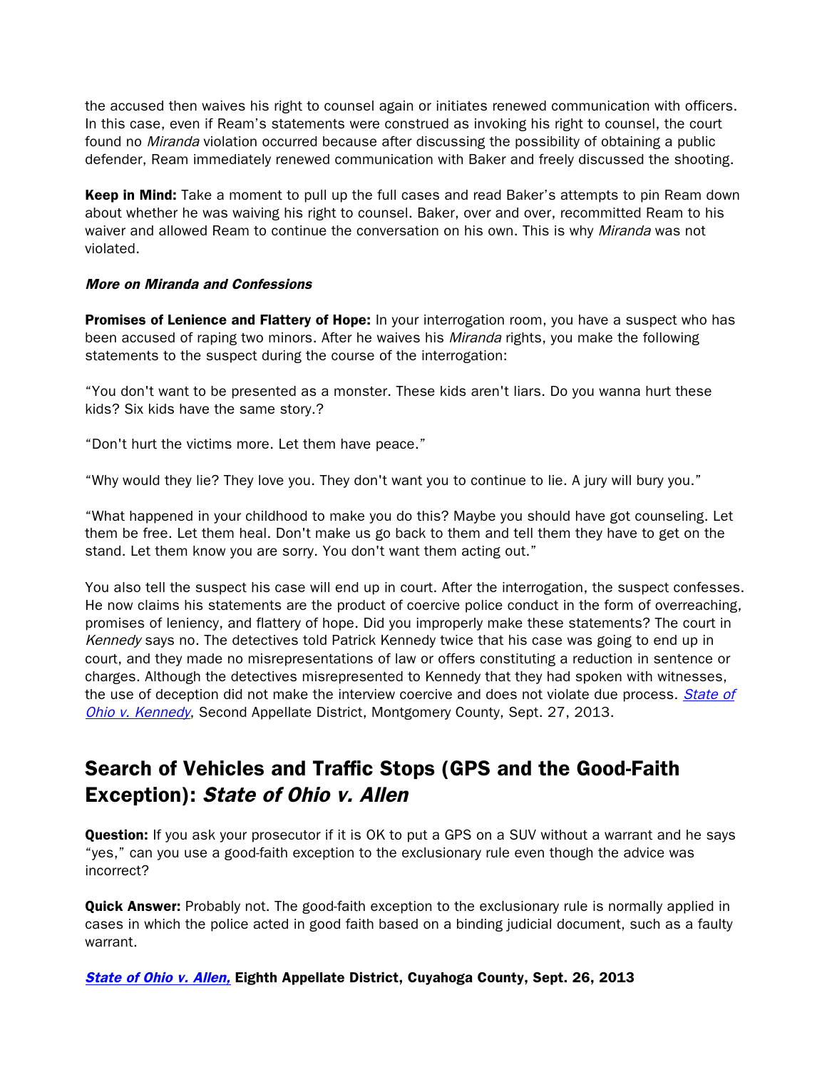the accused then waives his right to counsel again or initiates renewed communication with officers. In this case, even if Ream's statements were construed as invoking his right to counsel, the court found no *Miranda* violation occurred because after discussing the possibility of obtaining a public defender, Ream immediately renewed communication with Baker and freely discussed the shooting.

**Keep in Mind:** Take a moment to pull up the full cases and read Baker's attempts to pin Ream down about whether he was waiving his right to counsel. Baker, over and over, recommitted Ream to his waiver and allowed Ream to continue the conversation on his own. This is why *Miranda* was not violated.

***More on Miranda and Confessions***

**Promises of Lenience and Flattery of Hope:** In your interrogation room, you have a suspect who has been accused of raping two minors. After he waives his *Miranda* rights, you make the following statements to the suspect during the course of the interrogation:

"You don't want to be presented as a monster. These kids aren't liars. Do you wanna hurt these kids? Six kids have the same story.?

"Don't hurt the victims more. Let them have peace."

"Why would they lie? They love you. They don't want you to continue to lie. A jury will bury you."

"What happened in your childhood to make you do this? Maybe you should have got counseling. Let them be free. Let them heal. Don't make us go back to them and tell them they have to get on the stand. Let them know you are sorry. You don't want them acting out."

You also tell the suspect his case will end up in court. After the interrogation, the suspect confesses. He now claims his statements are the product of coercive police conduct in the form of overreaching, promises of leniency, and flattery of hope. Did you improperly make these statements? The court in *Kennedy* says no. The detectives told Patrick Kennedy twice that his case was going to end up in court, and they made no misrepresentations of law or offers constituting a reduction in sentence or charges. Although the detectives misrepresented to Kennedy that they had spoken with witnesses, the use of deception did not make the interview coercive and does not violate due process. *State of Ohio v. Kennedy*, Second Appellate District, Montgomery County, Sept. 27, 2013.

## Search of Vehicles and Traffic Stops (GPS and the Good-Faith Exception): *State of Ohio v. Allen*

**Question:** If you ask your prosecutor if it is OK to put a GPS on a SUV without a warrant and he says "yes," can you use a good-faith exception to the exclusionary rule even though the advice was incorrect?

**Quick Answer:** Probably not. The good-faith exception to the exclusionary rule is normally applied in cases in which the police acted in good faith based on a binding judicial document, such as a faulty warrant.

***State of Ohio v. Allen,*** **Eighth Appellate District, Cuyahoga County, Sept. 26, 2013**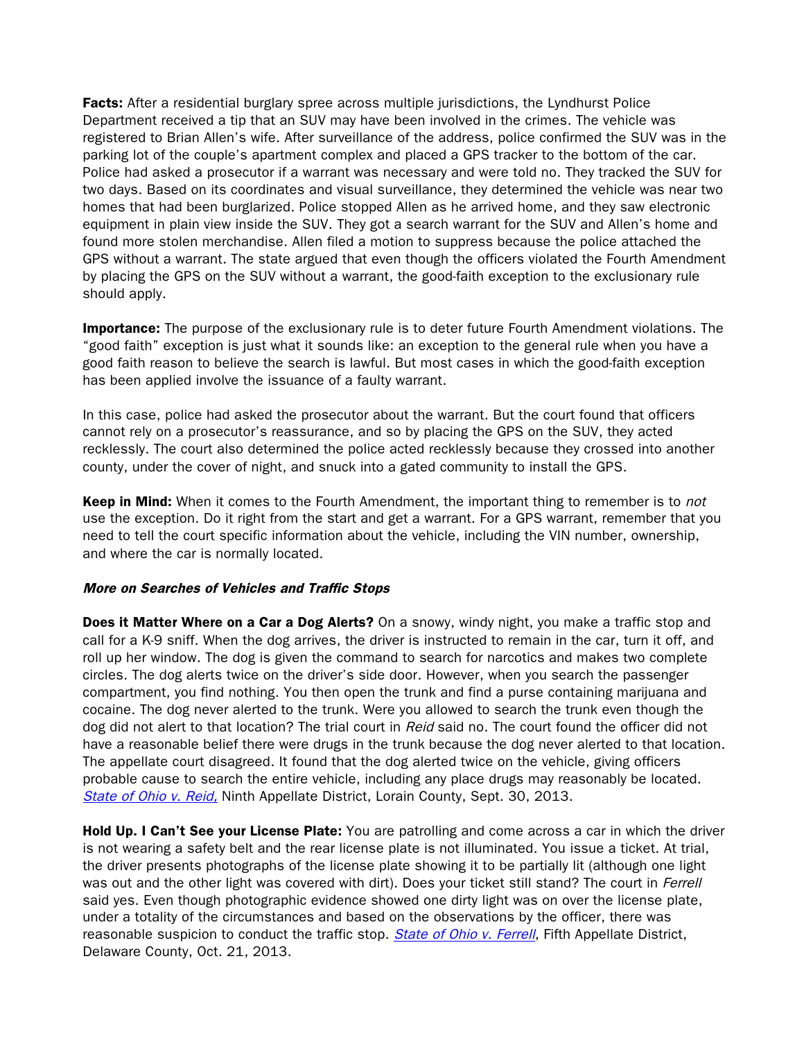**Facts:** After a residential burglary spree across multiple jurisdictions, the Lyndhurst Police Department received a tip that an SUV may have been involved in the crimes. The vehicle was registered to Brian Allen's wife. After surveillance of the address, police confirmed the SUV was in the parking lot of the couple's apartment complex and placed a GPS tracker to the bottom of the car. Police had asked a prosecutor if a warrant was necessary and were told no. They tracked the SUV for two days. Based on its coordinates and visual surveillance, they determined the vehicle was near two homes that had been burglarized. Police stopped Allen as he arrived home, and they saw electronic equipment in plain view inside the SUV. They got a search warrant for the SUV and Allen's home and found more stolen merchandise. Allen filed a motion to suppress because the police attached the GPS without a warrant. The state argued that even though the officers violated the Fourth Amendment by placing the GPS on the SUV without a warrant, the good-faith exception to the exclusionary rule should apply.

**Importance:** The purpose of the exclusionary rule is to deter future Fourth Amendment violations. The "good faith" exception is just what it sounds like: an exception to the general rule when you have a good faith reason to believe the search is lawful. But most cases in which the good-faith exception has been applied involve the issuance of a faulty warrant.

In this case, police had asked the prosecutor about the warrant. But the court found that officers cannot rely on a prosecutor's reassurance, and so by placing the GPS on the SUV, they acted recklessly. The court also determined the police acted recklessly because they crossed into another county, under the cover of night, and snuck into a gated community to install the GPS.

**Keep in Mind:** When it comes to the Fourth Amendment, the important thing to remember is to *not* use the exception. Do it right from the start and get a warrant. For a GPS warrant, remember that you need to tell the court specific information about the vehicle, including the VIN number, ownership, and where the car is normally located.

***More on Searches of Vehicles and Traffic Stops***

**Does it Matter Where on a Car a Dog Alerts?** On a snowy, windy night, you make a traffic stop and call for a K-9 sniff. When the dog arrives, the driver is instructed to remain in the car, turn it off, and roll up her window. The dog is given the command to search for narcotics and makes two complete circles. The dog alerts twice on the driver's side door. However, when you search the passenger compartment, you find nothing. You then open the trunk and find a purse containing marijuana and cocaine. The dog never alerted to the trunk. Were you allowed to search the trunk even though the dog did not alert to that location? The trial court in *Reid* said no. The court found the officer did not have a reasonable belief there were drugs in the trunk because the dog never alerted to that location. The appellate court disagreed. It found that the dog alerted twice on the vehicle, giving officers probable cause to search the entire vehicle, including any place drugs may reasonably be located. *State of Ohio v. Reid,* Ninth Appellate District, Lorain County, Sept. 30, 2013.

**Hold Up. I Can't See your License Plate:** You are patrolling and come across a car in which the driver is not wearing a safety belt and the rear license plate is not illuminated. You issue a ticket. At trial, the driver presents photographs of the license plate showing it to be partially lit (although one light was out and the other light was covered with dirt). Does your ticket still stand? The court in *Ferrell* said yes. Even though photographic evidence showed one dirty light was on over the license plate, under a totality of the circumstances and based on the observations by the officer, there was reasonable suspicion to conduct the traffic stop. *State of Ohio v. Ferrell*, Fifth Appellate District, Delaware County, Oct. 21, 2013.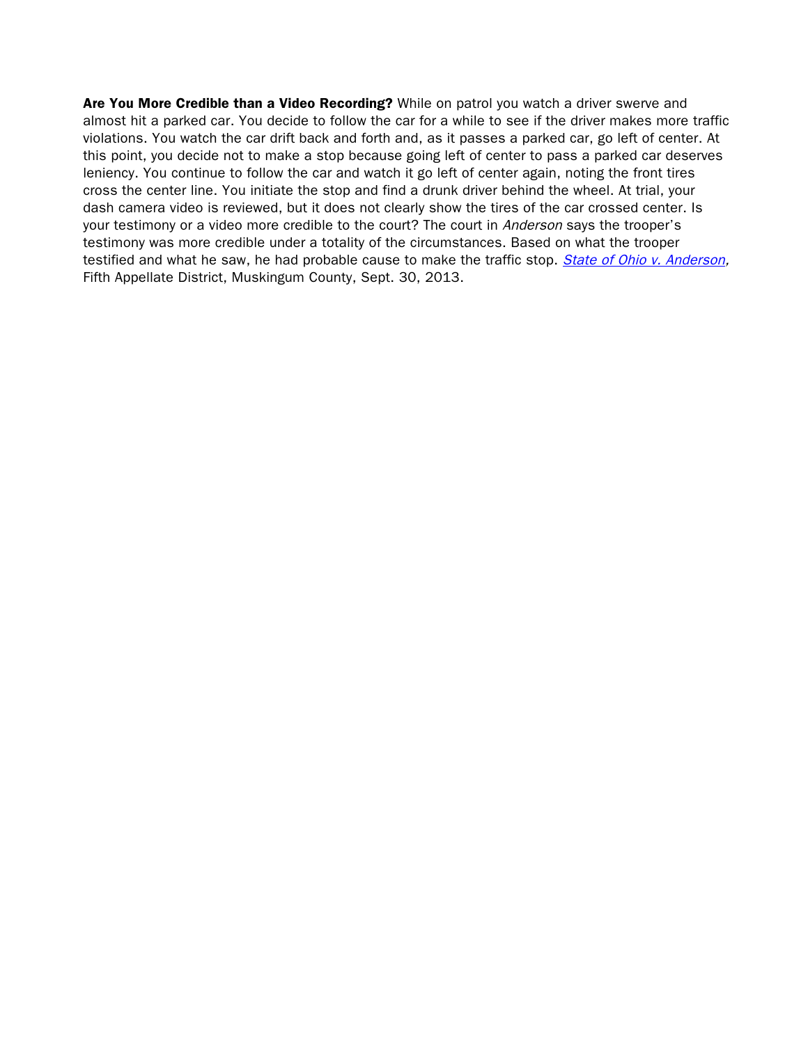**Are You More Credible than a Video Recording?** While on patrol you watch a driver swerve and almost hit a parked car. You decide to follow the car for a while to see if the driver makes more traffic violations. You watch the car drift back and forth and, as it passes a parked car, go left of center. At this point, you decide not to make a stop because going left of center to pass a parked car deserves leniency. You continue to follow the car and watch it go left of center again, noting the front tires cross the center line. You initiate the stop and find a drunk driver behind the wheel. At trial, your dash camera video is reviewed, but it does not clearly show the tires of the car crossed center. Is your testimony or a video more credible to the court? The court in *Anderson* says the trooper's testimony was more credible under a totality of the circumstances. Based on what the trooper testified and what he saw, he had probable cause to make the traffic stop. *State of Ohio v. Anderson,* Fifth Appellate District, Muskingum County, Sept. 30, 2013.